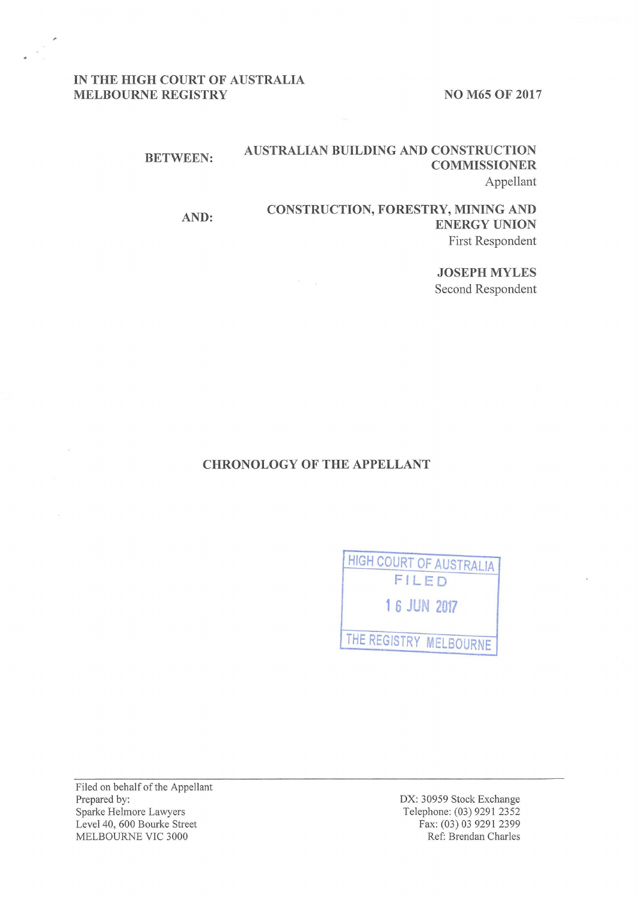IN THE HIGH COURT OF AUSTRALIA
MELBOURNE REGISTRY

NO M65 OF 2017

BETWEEN: **AUSTRALIAN BUILDING AND CONSTRUCTION COMMISSIONER**
Appellant

AND: **CONSTRUCTION, FORESTRY, MINING AND ENERGY UNION**
First Respondent

**JOSEPH MYLES**
Second Respondent

# CHRONOLOGY OF THE APPELLANT

HIGH COURT OF AUSTRALIA
FILED
16 JUN 2017
THE REGISTRY MELBOURNE

Filed on behalf of the Appellant
Prepared by:
Sparke Helmore Lawyers
Level 40, 600 Bourke Street
MELBOURNE VIC 3000

DX: 30959 Stock Exchange
Telephone: (03) 9291 2352
Fax: (03) 03 9291 2399
Ref: Brendan Charles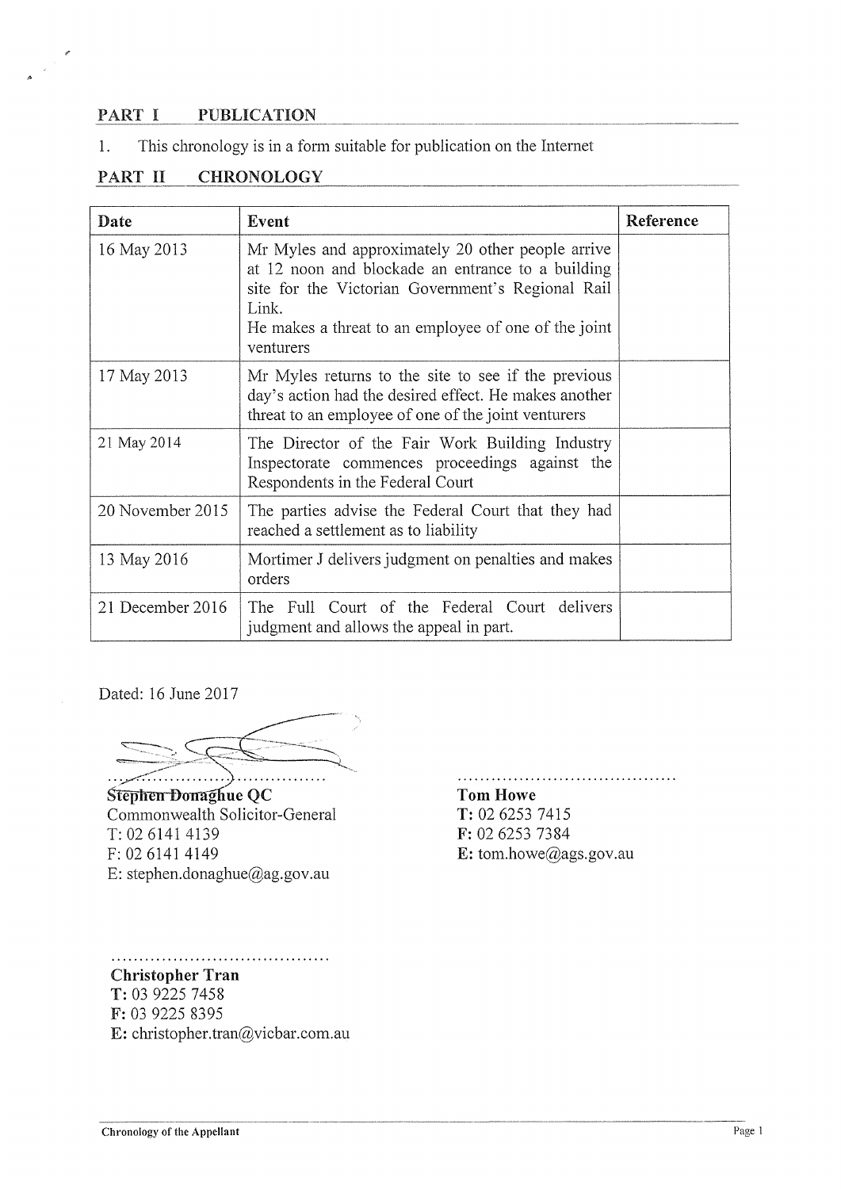## PART I PUBLICATION

1. This chronology is in a form suitable for publication on the Internet

## PART II CHRONOLOGY

| Date | Event | Reference |
|---|---|---|
| 16 May 2013 | Mr Myles and approximately 20 other people arrive at 12 noon and blockade an entrance to a building site for the Victorian Government's Regional Rail Link.<br>He makes a threat to an employee of one of the joint venturers | |
| 17 May 2013 | Mr Myles returns to the site to see if the previous day's action had the desired effect. He makes another threat to an employee of one of the joint venturers | |
| 21 May 2014 | The Director of the Fair Work Building Industry Inspectorate commences proceedings against the Respondents in the Federal Court | |
| 20 November 2015 | The parties advise the Federal Court that they had reached a settlement as to liability | |
| 13 May 2016 | Mortimer J delivers judgment on penalties and makes orders | |
| 21 December 2016 | The Full Court of the Federal Court delivers judgment and allows the appeal in part. | |

Dated: 16 June 2017

......................................
**Stephen Donaghue QC**
Commonwealth Solicitor-General
T: 02 6141 4139
F: 02 6141 4149
E: stephen.donaghue@ag.gov.au

......................................
**Tom Howe**
**T:** 02 6253 7415
**F:** 02 6253 7384
**E:** tom.howe@ags.gov.au

......................................
**Christopher Tran**
**T:** 03 9225 7458
**F:** 03 9225 8395
**E:** christopher.tran@vicbar.com.au

Chronology of the Appellant